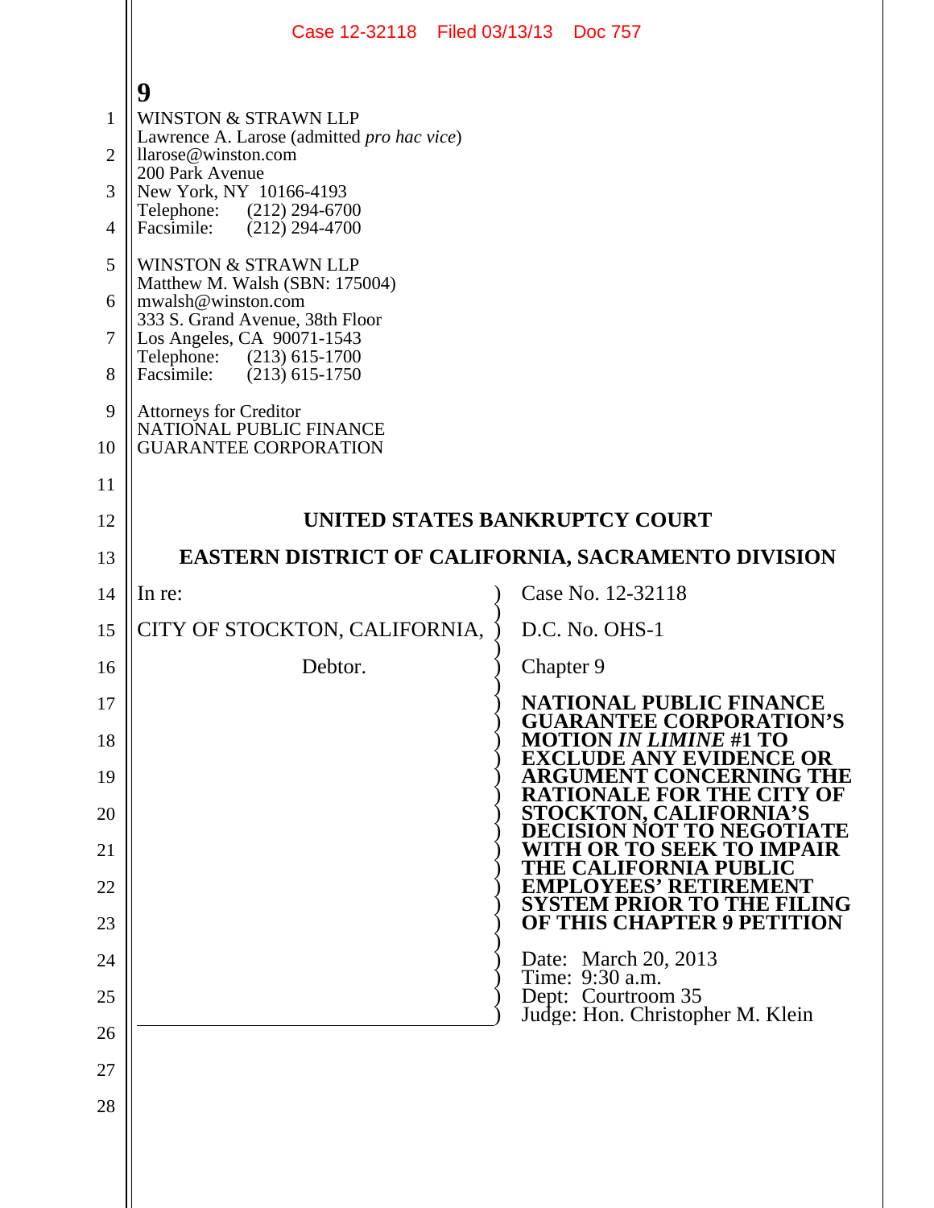WINSTON & STRAWN LLP
Lawrence A. Larose (admitted *pro hac vice*)
llarose@winston.com
200 Park Avenue
New York, NY 10166-4193
Telephone: (212) 294-6700
Facsimile: (212) 294-4700

WINSTON & STRAWN LLP
Matthew M. Walsh (SBN: 175004)
mwalsh@winston.com
333 S. Grand Avenue, 38th Floor
Los Angeles, CA 90071-1543
Telephone: (213) 615-1700
Facsimile: (213) 615-1750

Attorneys for Creditor
NATIONAL PUBLIC FINANCE
GUARANTEE CORPORATION

**UNITED STATES BANKRUPTCY COURT**

**EASTERN DISTRICT OF CALIFORNIA, SACRAMENTO DIVISION**

| | |
|---|---|
| In re:<br><br>CITY OF STOCKTON, CALIFORNIA,<br><br>Debtor. | Case No. 12-32118<br><br>D.C. No. OHS-1<br><br>Chapter 9<br><br>**NATIONAL PUBLIC FINANCE GUARANTEE CORPORATION'S MOTION *IN LIMINE* #1 TO EXCLUDE ANY EVIDENCE OR ARGUMENT CONCERNING THE RATIONALE FOR THE CITY OF STOCKTON, CALIFORNIA'S DECISION NOT TO NEGOTIATE WITH OR TO SEEK TO IMPAIR THE CALIFORNIA PUBLIC EMPLOYEES' RETIREMENT SYSTEM PRIOR TO THE FILING OF THIS CHAPTER 9 PETITION**<br><br>Date: March 20, 2013<br>Time: 9:30 a.m.<br>Dept: Courtroom 35<br>Judge: Hon. Christopher M. Klein |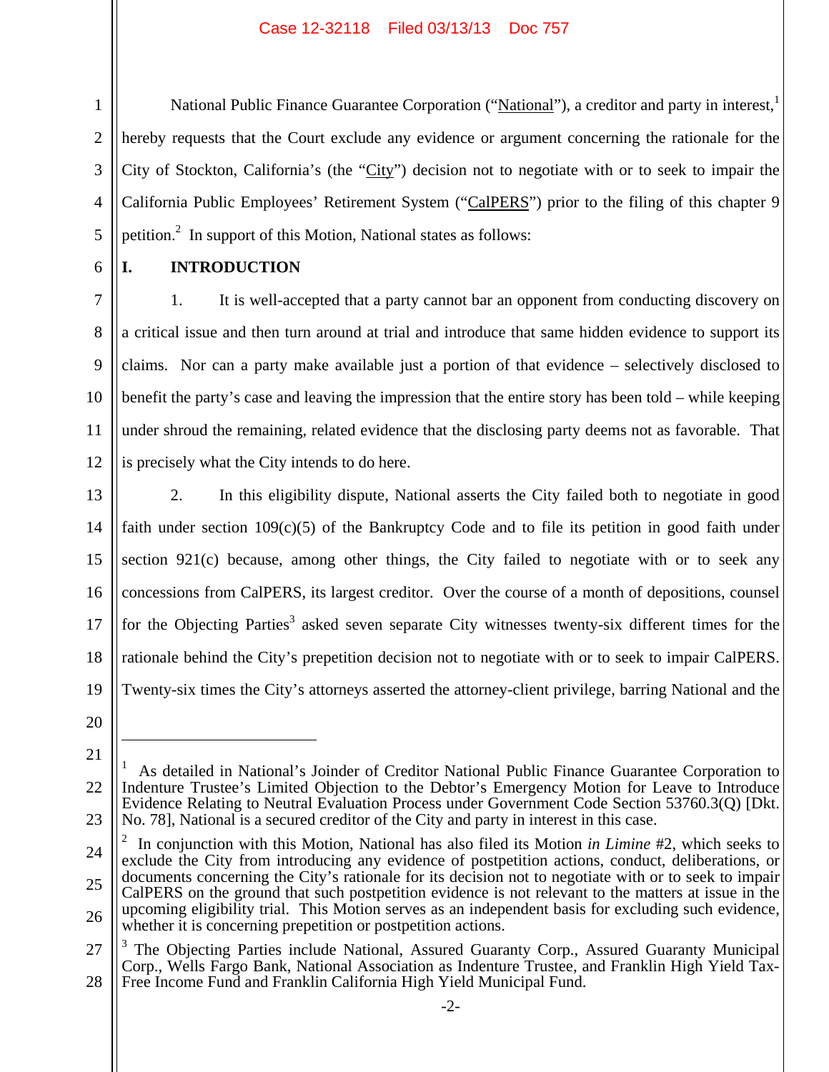National Public Finance Guarantee Corporation ("National"), a creditor and party in interest,[1] hereby requests that the Court exclude any evidence or argument concerning the rationale for the City of Stockton, California's (the "City") decision not to negotiate with or to seek to impair the California Public Employees' Retirement System ("CalPERS") prior to the filing of this chapter 9 petition.[2] In support of this Motion, National states as follows:

## I. INTRODUCTION

1. It is well-accepted that a party cannot bar an opponent from conducting discovery on a critical issue and then turn around at trial and introduce that same hidden evidence to support its claims. Nor can a party make available just a portion of that evidence – selectively disclosed to benefit the party's case and leaving the impression that the entire story has been told – while keeping under shroud the remaining, related evidence that the disclosing party deems not as favorable. That is precisely what the City intends to do here.

2. In this eligibility dispute, National asserts the City failed both to negotiate in good faith under section 109(c)(5) of the Bankruptcy Code and to file its petition in good faith under section 921(c) because, among other things, the City failed to negotiate with or to seek any concessions from CalPERS, its largest creditor. Over the course of a month of depositions, counsel for the Objecting Parties[3] asked seven separate City witnesses twenty-six different times for the rationale behind the City's prepetition decision not to negotiate with or to seek to impair CalPERS. Twenty-six times the City's attorneys asserted the attorney-client privilege, barring National and the

---

[1] As detailed in National's Joinder of Creditor National Public Finance Guarantee Corporation to Indenture Trustee's Limited Objection to the Debtor's Emergency Motion for Leave to Introduce Evidence Relating to Neutral Evaluation Process under Government Code Section 53760.3(Q) [Dkt. No. 78], National is a secured creditor of the City and party in interest in this case.

[2] In conjunction with this Motion, National has also filed its Motion *in Limine* #2, which seeks to exclude the City from introducing any evidence of postpetition actions, conduct, deliberations, or documents concerning the City's rationale for its decision not to negotiate with or to seek to impair CalPERS on the ground that such postpetition evidence is not relevant to the matters at issue in the upcoming eligibility trial. This Motion serves as an independent basis for excluding such evidence, whether it is concerning prepetition or postpetition actions.

[3] The Objecting Parties include National, Assured Guaranty Corp., Assured Guaranty Municipal Corp., Wells Fargo Bank, National Association as Indenture Trustee, and Franklin High Yield Tax-Free Income Fund and Franklin California High Yield Municipal Fund.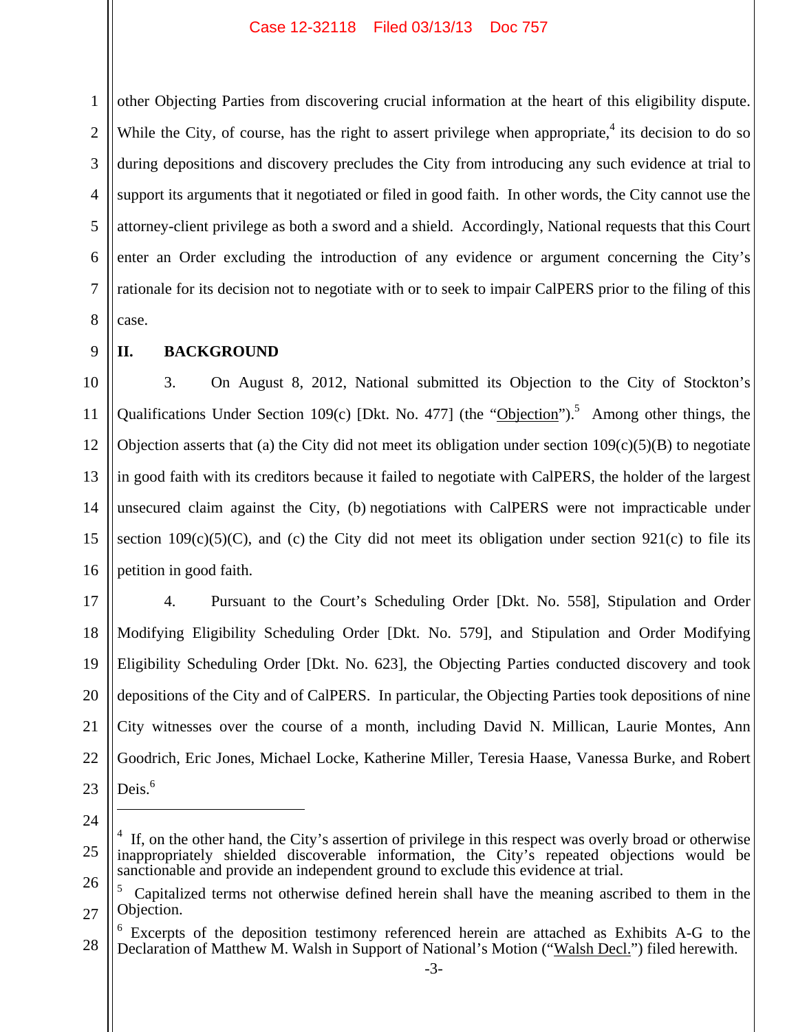other Objecting Parties from discovering crucial information at the heart of this eligibility dispute. While the City, of course, has the right to assert privilege when appropriate,[4] its decision to do so during depositions and discovery precludes the City from introducing any such evidence at trial to support its arguments that it negotiated or filed in good faith. In other words, the City cannot use the attorney-client privilege as both a sword and a shield. Accordingly, National requests that this Court enter an Order excluding the introduction of any evidence or argument concerning the City's rationale for its decision not to negotiate with or to seek to impair CalPERS prior to the filing of this case.

## II. BACKGROUND

3. On August 8, 2012, National submitted its Objection to the City of Stockton's Qualifications Under Section 109(c) [Dkt. No. 477] (the "Objection").[5] Among other things, the Objection asserts that (a) the City did not meet its obligation under section 109(c)(5)(B) to negotiate in good faith with its creditors because it failed to negotiate with CalPERS, the holder of the largest unsecured claim against the City, (b) negotiations with CalPERS were not impracticable under section 109(c)(5)(C), and (c) the City did not meet its obligation under section 921(c) to file its petition in good faith.

4. Pursuant to the Court's Scheduling Order [Dkt. No. 558], Stipulation and Order Modifying Eligibility Scheduling Order [Dkt. No. 579], and Stipulation and Order Modifying Eligibility Scheduling Order [Dkt. No. 623], the Objecting Parties conducted discovery and took depositions of the City and of CalPERS. In particular, the Objecting Parties took depositions of nine City witnesses over the course of a month, including David N. Millican, Laurie Montes, Ann Goodrich, Eric Jones, Michael Locke, Katherine Miller, Teresia Haase, Vanessa Burke, and Robert Deis.[6]

---

[4] If, on the other hand, the City's assertion of privilege in this respect was overly broad or otherwise inappropriately shielded discoverable information, the City's repeated objections would be sanctionable and provide an independent ground to exclude this evidence at trial.

[5] Capitalized terms not otherwise defined herein shall have the meaning ascribed to them in the Objection.

[6] Excerpts of the deposition testimony referenced herein are attached as Exhibits A-G to the Declaration of Matthew M. Walsh in Support of National's Motion ("Walsh Decl.") filed herewith.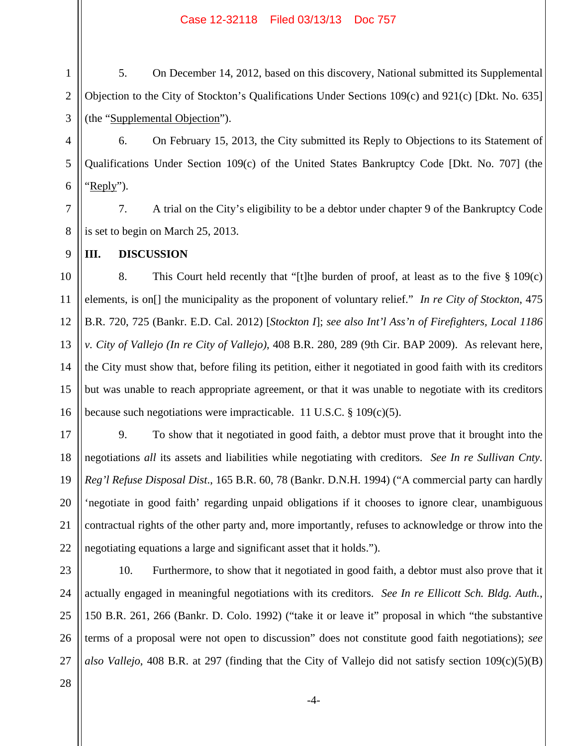5. On December 14, 2012, based on this discovery, National submitted its Supplemental Objection to the City of Stockton's Qualifications Under Sections 109(c) and 921(c) [Dkt. No. 635] (the "Supplemental Objection").

6. On February 15, 2013, the City submitted its Reply to Objections to its Statement of Qualifications Under Section 109(c) of the United States Bankruptcy Code [Dkt. No. 707] (the "Reply").

7. A trial on the City's eligibility to be a debtor under chapter 9 of the Bankruptcy Code is set to begin on March 25, 2013.

## III. DISCUSSION

8. This Court held recently that "[t]he burden of proof, at least as to the five § 109(c) elements, is on[] the municipality as the proponent of voluntary relief." *In re City of Stockton*, 475 B.R. 720, 725 (Bankr. E.D. Cal. 2012) [*Stockton I*]; *see also Int'l Ass'n of Firefighters, Local 1186 v. City of Vallejo (In re City of Vallejo)*, 408 B.R. 280, 289 (9th Cir. BAP 2009). As relevant here, the City must show that, before filing its petition, either it negotiated in good faith with its creditors but was unable to reach appropriate agreement, or that it was unable to negotiate with its creditors because such negotiations were impracticable. 11 U.S.C. § 109(c)(5).

9. To show that it negotiated in good faith, a debtor must prove that it brought into the negotiations *all* its assets and liabilities while negotiating with creditors. *See In re Sullivan Cnty. Reg'l Refuse Disposal Dist*., 165 B.R. 60, 78 (Bankr. D.N.H. 1994) ("A commercial party can hardly 'negotiate in good faith' regarding unpaid obligations if it chooses to ignore clear, unambiguous contractual rights of the other party and, more importantly, refuses to acknowledge or throw into the negotiating equations a large and significant asset that it holds.").

10. Furthermore, to show that it negotiated in good faith, a debtor must also prove that it actually engaged in meaningful negotiations with its creditors. *See In re Ellicott Sch. Bldg. Auth.*, 150 B.R. 261, 266 (Bankr. D. Colo. 1992) ("take it or leave it" proposal in which "the substantive terms of a proposal were not open to discussion" does not constitute good faith negotiations); *see also Vallejo*, 408 B.R. at 297 (finding that the City of Vallejo did not satisfy section 109(c)(5)(B)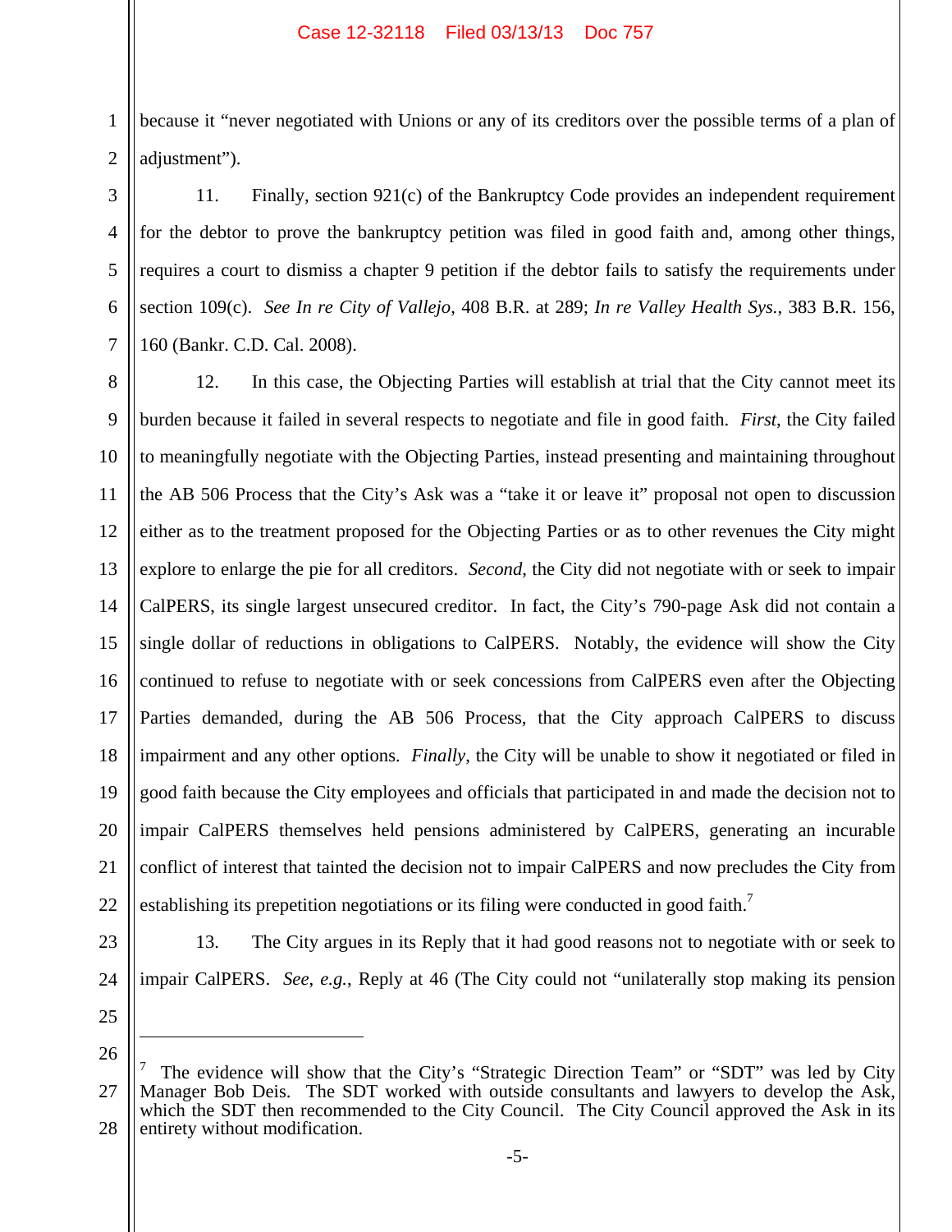because it "never negotiated with Unions or any of its creditors over the possible terms of a plan of adjustment").

11. Finally, section 921(c) of the Bankruptcy Code provides an independent requirement for the debtor to prove the bankruptcy petition was filed in good faith and, among other things, requires a court to dismiss a chapter 9 petition if the debtor fails to satisfy the requirements under section 109(c). *See In re City of Vallejo*, 408 B.R. at 289; *In re Valley Health Sys.*, 383 B.R. 156, 160 (Bankr. C.D. Cal. 2008).

12. In this case, the Objecting Parties will establish at trial that the City cannot meet its burden because it failed in several respects to negotiate and file in good faith. *First*, the City failed to meaningfully negotiate with the Objecting Parties, instead presenting and maintaining throughout the AB 506 Process that the City's Ask was a "take it or leave it" proposal not open to discussion either as to the treatment proposed for the Objecting Parties or as to other revenues the City might explore to enlarge the pie for all creditors. *Second*, the City did not negotiate with or seek to impair CalPERS, its single largest unsecured creditor. In fact, the City's 790-page Ask did not contain a single dollar of reductions in obligations to CalPERS. Notably, the evidence will show the City continued to refuse to negotiate with or seek concessions from CalPERS even after the Objecting Parties demanded, during the AB 506 Process, that the City approach CalPERS to discuss impairment and any other options. *Finally*, the City will be unable to show it negotiated or filed in good faith because the City employees and officials that participated in and made the decision not to impair CalPERS themselves held pensions administered by CalPERS, generating an incurable conflict of interest that tainted the decision not to impair CalPERS and now precludes the City from establishing its prepetition negotiations or its filing were conducted in good faith.[7]

13. The City argues in its Reply that it had good reasons not to negotiate with or seek to impair CalPERS. *See, e.g.*, Reply at 46 (The City could not "unilaterally stop making its pension

---

[7] The evidence will show that the City's "Strategic Direction Team" or "SDT" was led by City Manager Bob Deis. The SDT worked with outside consultants and lawyers to develop the Ask, which the SDT then recommended to the City Council. The City Council approved the Ask in its entirety without modification.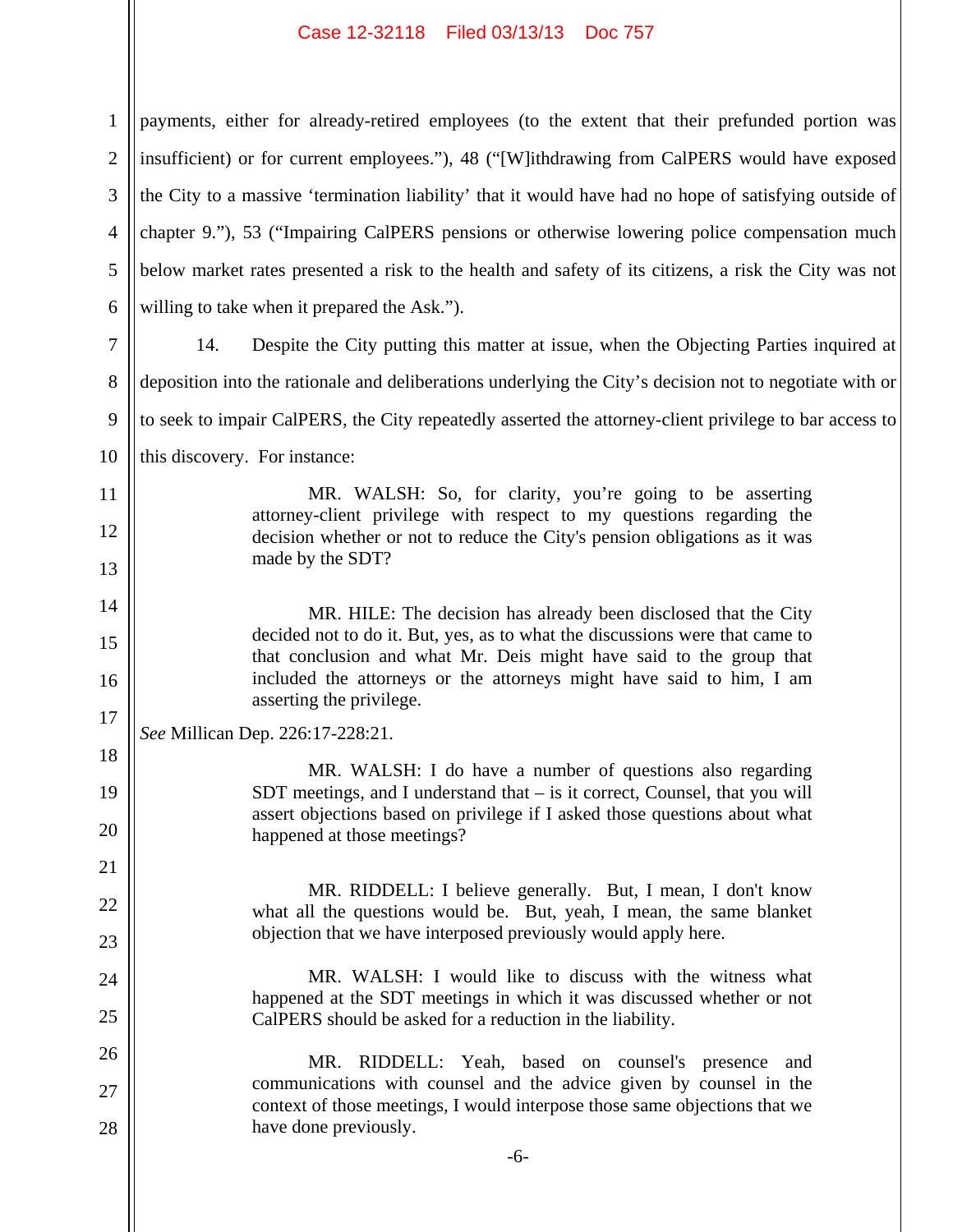payments, either for already-retired employees (to the extent that their prefunded portion was insufficient) or for current employees."), 48 ("[W]ithdrawing from CalPERS would have exposed the City to a massive 'termination liability' that it would have had no hope of satisfying outside of chapter 9."), 53 ("Impairing CalPERS pensions or otherwise lowering police compensation much below market rates presented a risk to the health and safety of its citizens, a risk the City was not willing to take when it prepared the Ask.").

14. Despite the City putting this matter at issue, when the Objecting Parties inquired at deposition into the rationale and deliberations underlying the City's decision not to negotiate with or to seek to impair CalPERS, the City repeatedly asserted the attorney-client privilege to bar access to this discovery. For instance:

> MR. WALSH: So, for clarity, you're going to be asserting attorney-client privilege with respect to my questions regarding the decision whether or not to reduce the City's pension obligations as it was made by the SDT?
>
> MR. HILE: The decision has already been disclosed that the City decided not to do it. But, yes, as to what the discussions were that came to that conclusion and what Mr. Deis might have said to the group that included the attorneys or the attorneys might have said to him, I am asserting the privilege.

*See* Millican Dep. 226:17-228:21.

> MR. WALSH: I do have a number of questions also regarding SDT meetings, and I understand that – is it correct, Counsel, that you will assert objections based on privilege if I asked those questions about what happened at those meetings?
>
> MR. RIDDELL: I believe generally. But, I mean, I don't know what all the questions would be. But, yeah, I mean, the same blanket objection that we have interposed previously would apply here.
>
> MR. WALSH: I would like to discuss with the witness what happened at the SDT meetings in which it was discussed whether or not CalPERS should be asked for a reduction in the liability.
>
> MR. RIDDELL: Yeah, based on counsel's presence and communications with counsel and the advice given by counsel in the context of those meetings, I would interpose those same objections that we have done previously.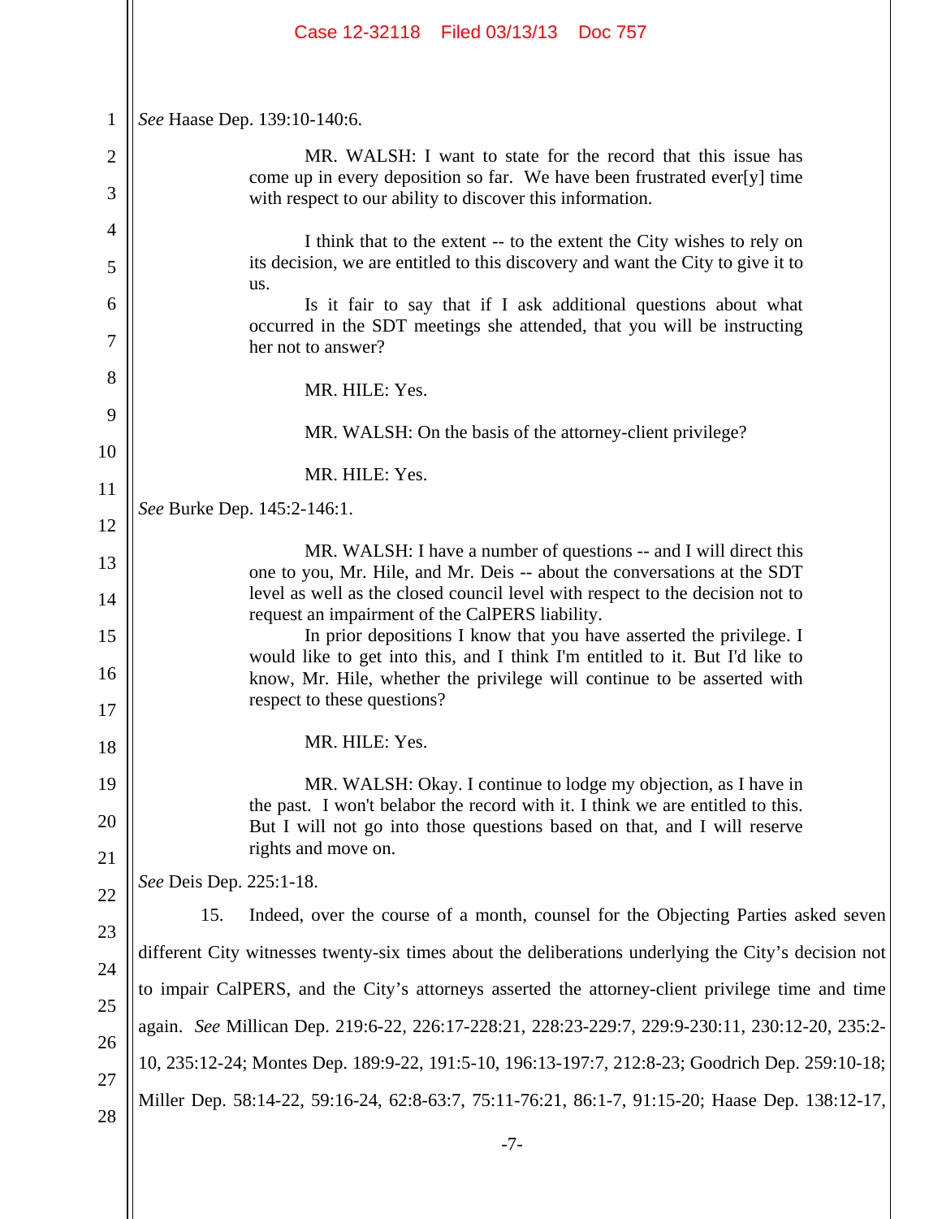*See* Haase Dep. 139:10-140:6.

> MR. WALSH: I want to state for the record that this issue has come up in every deposition so far. We have been frustrated ever[y] time with respect to our ability to discover this information.
>
> I think that to the extent -- to the extent the City wishes to rely on its decision, we are entitled to this discovery and want the City to give it to us.
>
> Is it fair to say that if I ask additional questions about what occurred in the SDT meetings she attended, that you will be instructing her not to answer?
>
> MR. HILE: Yes.
>
> MR. WALSH: On the basis of the attorney-client privilege?
>
> MR. HILE: Yes.

*See* Burke Dep. 145:2-146:1.

> MR. WALSH: I have a number of questions -- and I will direct this one to you, Mr. Hile, and Mr. Deis -- about the conversations at the SDT level as well as the closed council level with respect to the decision not to request an impairment of the CalPERS liability.
>
> In prior depositions I know that you have asserted the privilege. I would like to get into this, and I think I'm entitled to it. But I'd like to know, Mr. Hile, whether the privilege will continue to be asserted with respect to these questions?
>
> MR. HILE: Yes.
>
> MR. WALSH: Okay. I continue to lodge my objection, as I have in the past. I won't belabor the record with it. I think we are entitled to this. But I will not go into those questions based on that, and I will reserve rights and move on.

*See* Deis Dep. 225:1-18.

15. Indeed, over the course of a month, counsel for the Objecting Parties asked seven different City witnesses twenty-six times about the deliberations underlying the City's decision not to impair CalPERS, and the City's attorneys asserted the attorney-client privilege time and time again. *See* Millican Dep. 219:6-22, 226:17-228:21, 228:23-229:7, 229:9-230:11, 230:12-20, 235:2-10, 235:12-24; Montes Dep. 189:9-22, 191:5-10, 196:13-197:7, 212:8-23; Goodrich Dep. 259:10-18; Miller Dep. 58:14-22, 59:16-24, 62:8-63:7, 75:11-76:21, 86:1-7, 91:15-20; Haase Dep. 138:12-17,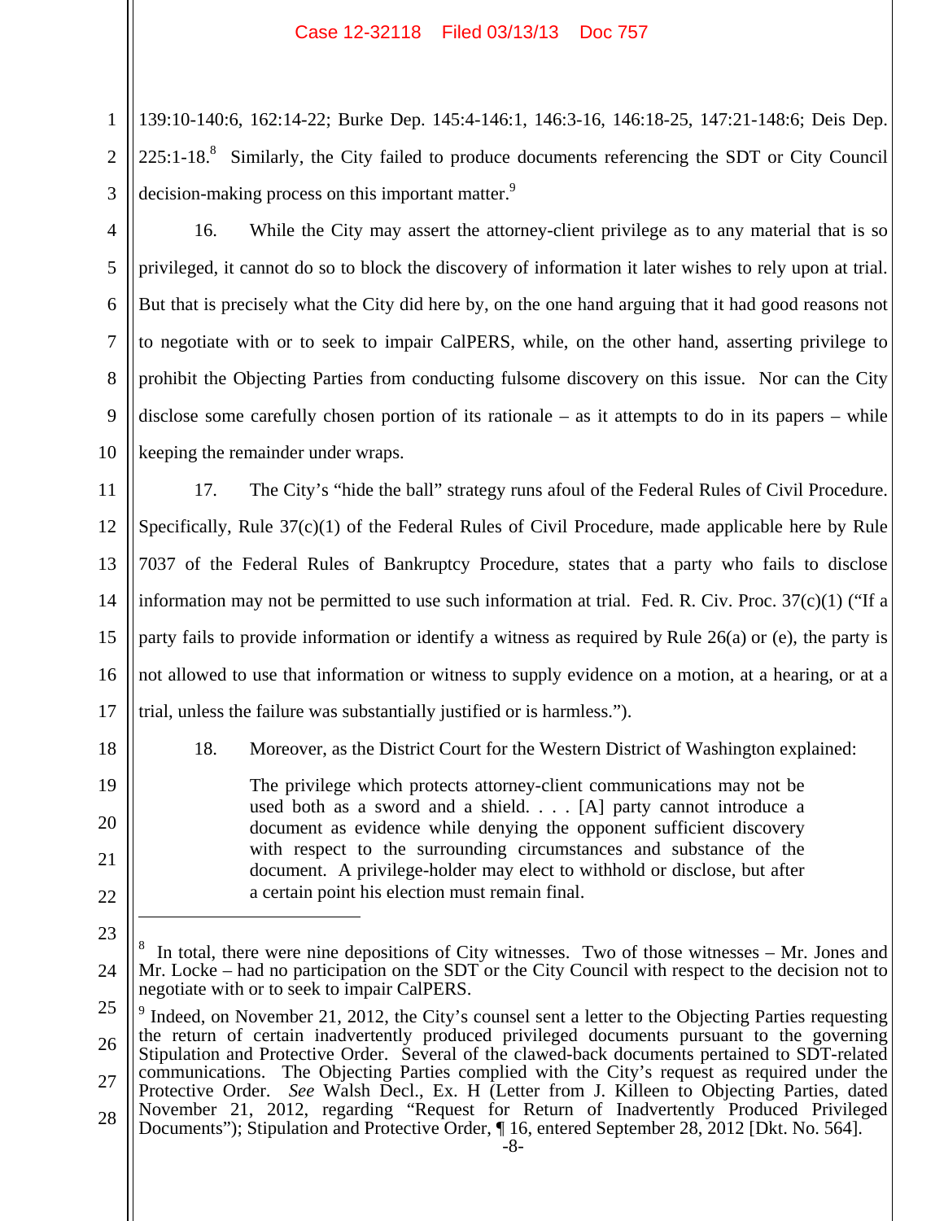139:10-140:6, 162:14-22; Burke Dep. 145:4-146:1, 146:3-16, 146:18-25, 147:21-148:6; Deis Dep. 225:1-18.[8] Similarly, the City failed to produce documents referencing the SDT or City Council decision-making process on this important matter.[9]

16. While the City may assert the attorney-client privilege as to any material that is so privileged, it cannot do so to block the discovery of information it later wishes to rely upon at trial. But that is precisely what the City did here by, on the one hand arguing that it had good reasons not to negotiate with or to seek to impair CalPERS, while, on the other hand, asserting privilege to prohibit the Objecting Parties from conducting fulsome discovery on this issue. Nor can the City disclose some carefully chosen portion of its rationale – as it attempts to do in its papers – while keeping the remainder under wraps.

17. The City's "hide the ball" strategy runs afoul of the Federal Rules of Civil Procedure. Specifically, Rule 37(c)(1) of the Federal Rules of Civil Procedure, made applicable here by Rule 7037 of the Federal Rules of Bankruptcy Procedure, states that a party who fails to disclose information may not be permitted to use such information at trial. Fed. R. Civ. Proc. 37(c)(1) ("If a party fails to provide information or identify a witness as required by Rule 26(a) or (e), the party is not allowed to use that information or witness to supply evidence on a motion, at a hearing, or at a trial, unless the failure was substantially justified or is harmless.").

18. Moreover, as the District Court for the Western District of Washington explained:

> The privilege which protects attorney-client communications may not be used both as a sword and a shield. . . . [A] party cannot introduce a document as evidence while denying the opponent sufficient discovery with respect to the surrounding circumstances and substance of the document. A privilege-holder may elect to withhold or disclose, but after a certain point his election must remain final.

---

[8] In total, there were nine depositions of City witnesses. Two of those witnesses – Mr. Jones and Mr. Locke – had no participation on the SDT or the City Council with respect to the decision not to negotiate with or to seek to impair CalPERS.

[9] Indeed, on November 21, 2012, the City's counsel sent a letter to the Objecting Parties requesting the return of certain inadvertently produced privileged documents pursuant to the governing Stipulation and Protective Order. Several of the clawed-back documents pertained to SDT-related communications. The Objecting Parties complied with the City's request as required under the Protective Order. *See* Walsh Decl., Ex. H (Letter from J. Killeen to Objecting Parties, dated November 21, 2012, regarding "Request for Return of Inadvertently Produced Privileged Documents"); Stipulation and Protective Order, ¶ 16, entered September 28, 2012 [Dkt. No. 564].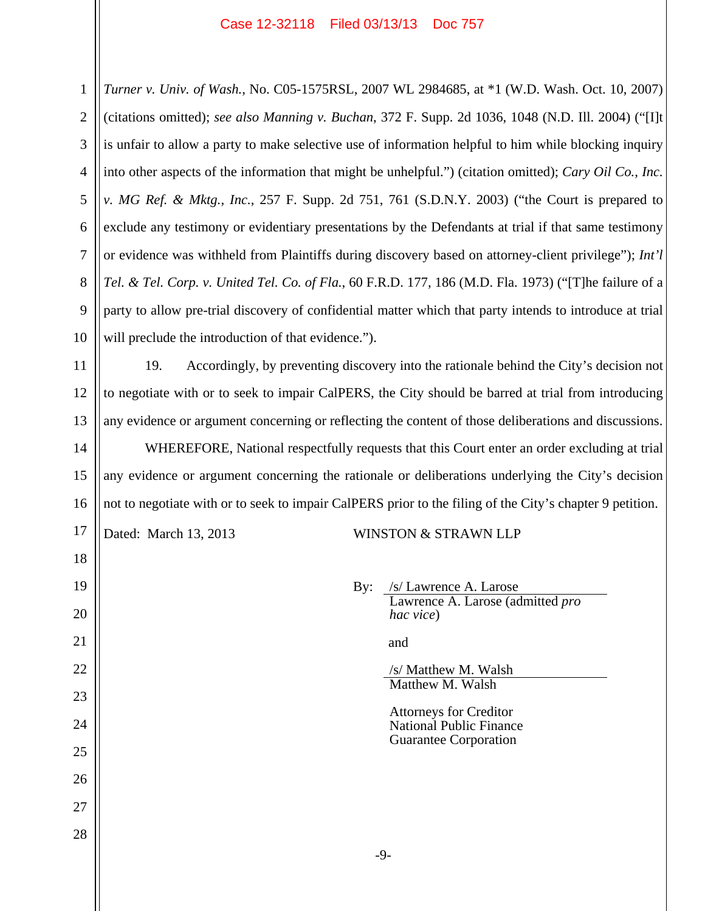*Turner v. Univ. of Wash.*, No. C05-1575RSL, 2007 WL 2984685, at *1 (W.D. Wash. Oct. 10, 2007) (citations omitted); *see also Manning v. Buchan*, 372 F. Supp. 2d 1036, 1048 (N.D. Ill. 2004) ("[I]t is unfair to allow a party to make selective use of information helpful to him while blocking inquiry into other aspects of the information that might be unhelpful.") (citation omitted); *Cary Oil Co., Inc. v. MG Ref. & Mktg., Inc.*, 257 F. Supp. 2d 751, 761 (S.D.N.Y. 2003) ("the Court is prepared to exclude any testimony or evidentiary presentations by the Defendants at trial if that same testimony or evidence was withheld from Plaintiffs during discovery based on attorney-client privilege"); *Int'l Tel. & Tel. Corp. v. United Tel. Co. of Fla.*, 60 F.R.D. 177, 186 (M.D. Fla. 1973) ("[T]he failure of a party to allow pre-trial discovery of confidential matter which that party intends to introduce at trial will preclude the introduction of that evidence.").

19. Accordingly, by preventing discovery into the rationale behind the City's decision not to negotiate with or to seek to impair CalPERS, the City should be barred at trial from introducing any evidence or argument concerning or reflecting the content of those deliberations and discussions.

WHEREFORE, National respectfully requests that this Court enter an order excluding at trial any evidence or argument concerning the rationale or deliberations underlying the City's decision not to negotiate with or to seek to impair CalPERS prior to the filing of the City's chapter 9 petition.

Dated: March 13, 2013

WINSTON & STRAWN LLP

By: /s/ Lawrence A. Larose
Lawrence A. Larose (admitted *pro hac vice*)

and

/s/ Matthew M. Walsh
Matthew M. Walsh

Attorneys for Creditor
National Public Finance
Guarantee Corporation